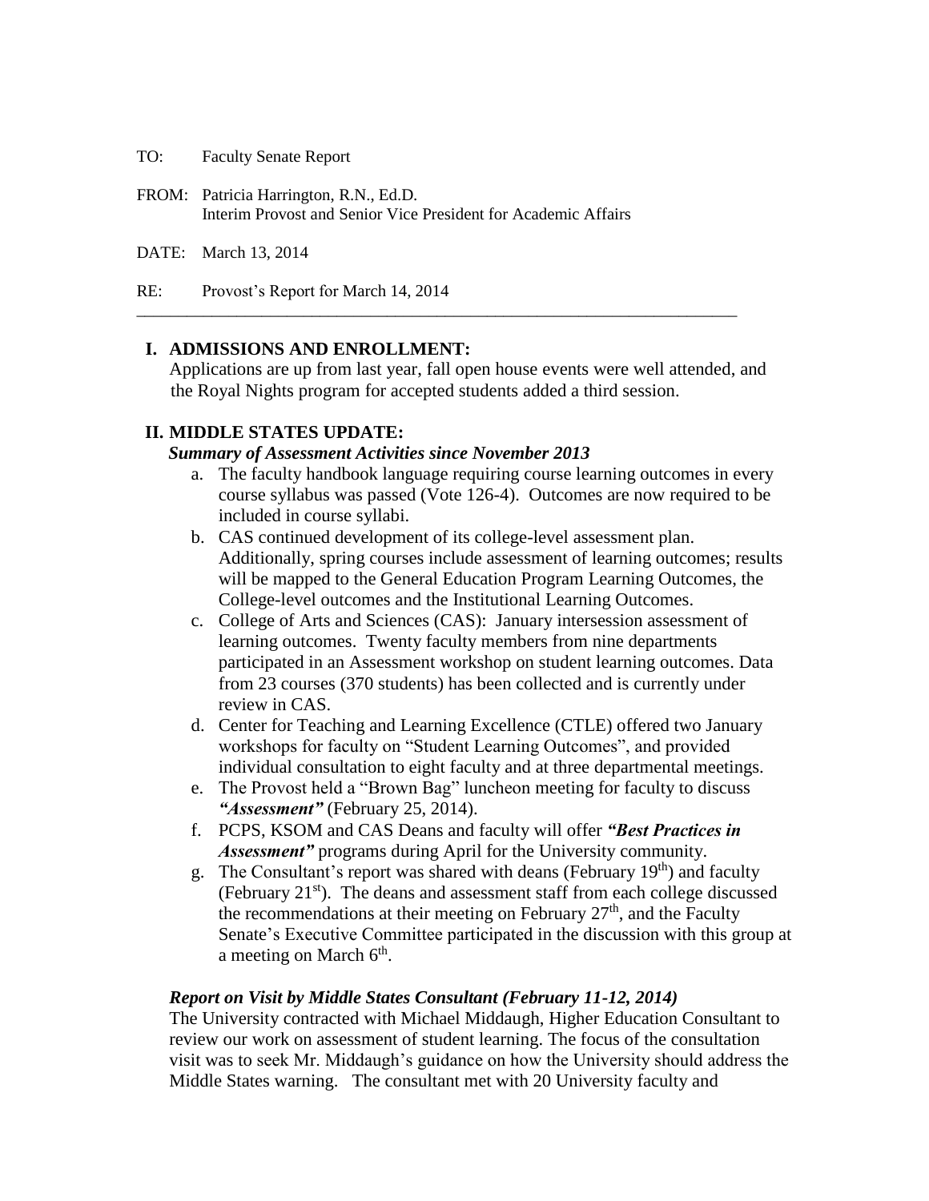TO: Faculty Senate Report

FROM: Patricia Harrington, R.N., Ed.D.
Interim Provost and Senior Vice President for Academic Affairs

DATE: March 13, 2014

RE: Provost's Report for March 14, 2014

---

## I. ADMISSIONS AND ENROLLMENT:

Applications are up from last year, fall open house events were well attended, and the Royal Nights program for accepted students added a third session.

## II. MIDDLE STATES UPDATE:

***Summary of Assessment Activities since November 2013***

a. The faculty handbook language requiring course learning outcomes in every course syllabus was passed (Vote 126-4). Outcomes are now required to be included in course syllabi.
b. CAS continued development of its college-level assessment plan. Additionally, spring courses include assessment of learning outcomes; results will be mapped to the General Education Program Learning Outcomes, the College-level outcomes and the Institutional Learning Outcomes.
c. College of Arts and Sciences (CAS): January intersession assessment of learning outcomes. Twenty faculty members from nine departments participated in an Assessment workshop on student learning outcomes. Data from 23 courses (370 students) has been collected and is currently under review in CAS.
d. Center for Teaching and Learning Excellence (CTLE) offered two January workshops for faculty on "Student Learning Outcomes", and provided individual consultation to eight faculty and at three departmental meetings.
e. The Provost held a "Brown Bag" luncheon meeting for faculty to discuss ***"Assessment"*** (February 25, 2014).
f. PCPS, KSOM and CAS Deans and faculty will offer ***"Best Practices in Assessment"*** programs during April for the University community.
g. The Consultant's report was shared with deans (February 19th) and faculty (February 21st). The deans and assessment staff from each college discussed the recommendations at their meeting on February 27th, and the Faculty Senate's Executive Committee participated in the discussion with this group at a meeting on March 6th.

***Report on Visit by Middle States Consultant (February 11-12, 2014)***

The University contracted with Michael Middaugh, Higher Education Consultant to review our work on assessment of student learning. The focus of the consultation visit was to seek Mr. Middaugh's guidance on how the University should address the Middle States warning. The consultant met with 20 University faculty and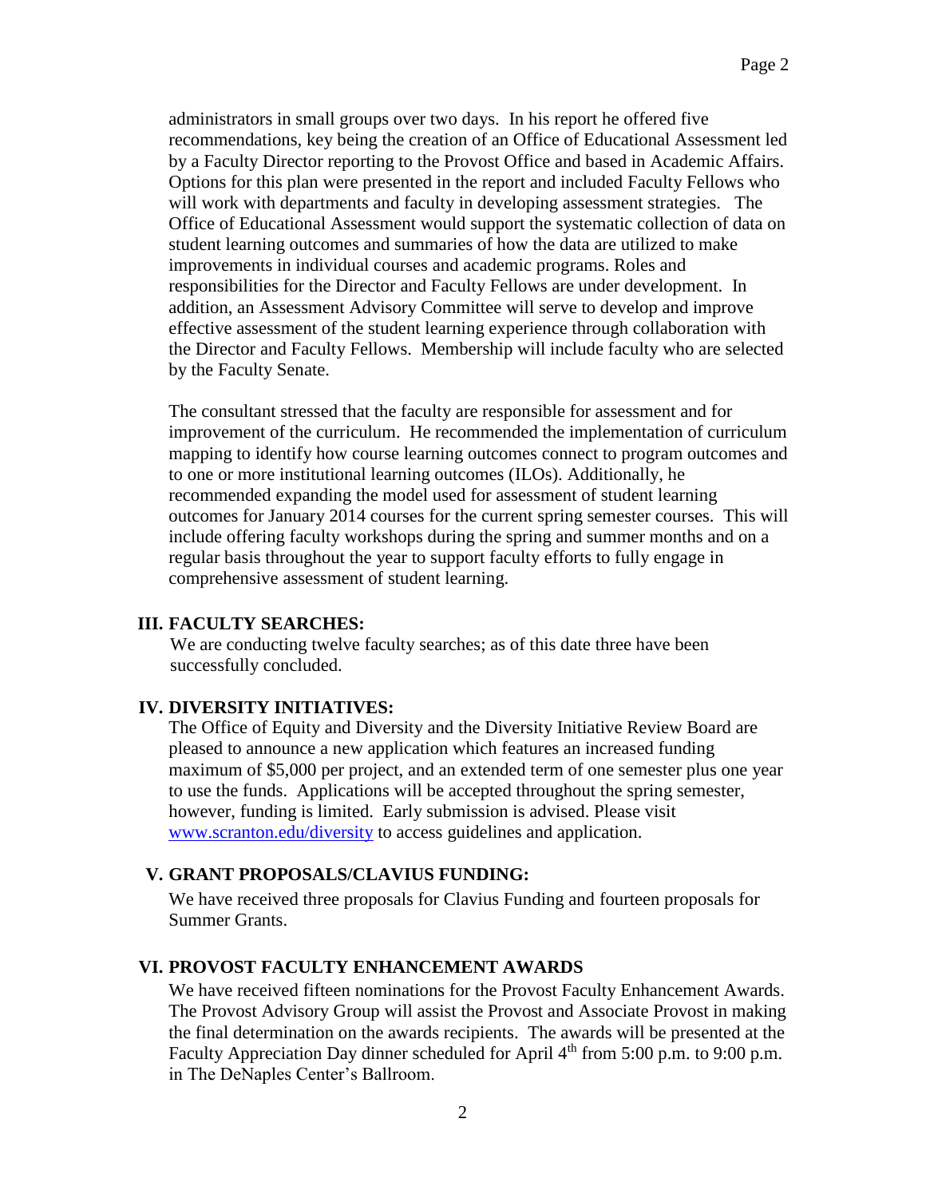administrators in small groups over two days. In his report he offered five recommendations, key being the creation of an Office of Educational Assessment led by a Faculty Director reporting to the Provost Office and based in Academic Affairs. Options for this plan were presented in the report and included Faculty Fellows who will work with departments and faculty in developing assessment strategies. The Office of Educational Assessment would support the systematic collection of data on student learning outcomes and summaries of how the data are utilized to make improvements in individual courses and academic programs. Roles and responsibilities for the Director and Faculty Fellows are under development. In addition, an Assessment Advisory Committee will serve to develop and improve effective assessment of the student learning experience through collaboration with the Director and Faculty Fellows. Membership will include faculty who are selected by the Faculty Senate.

The consultant stressed that the faculty are responsible for assessment and for improvement of the curriculum. He recommended the implementation of curriculum mapping to identify how course learning outcomes connect to program outcomes and to one or more institutional learning outcomes (ILOs). Additionally, he recommended expanding the model used for assessment of student learning outcomes for January 2014 courses for the current spring semester courses. This will include offering faculty workshops during the spring and summer months and on a regular basis throughout the year to support faculty efforts to fully engage in comprehensive assessment of student learning.

## III. FACULTY SEARCHES:

We are conducting twelve faculty searches; as of this date three have been successfully concluded.

## IV. DIVERSITY INITIATIVES:

The Office of Equity and Diversity and the Diversity Initiative Review Board are pleased to announce a new application which features an increased funding maximum of $5,000 per project, and an extended term of one semester plus one year to use the funds. Applications will be accepted throughout the spring semester, however, funding is limited. Early submission is advised. Please visit www.scranton.edu/diversity to access guidelines and application.

## V. GRANT PROPOSALS/CLAVIUS FUNDING:

We have received three proposals for Clavius Funding and fourteen proposals for Summer Grants.

## VI. PROVOST FACULTY ENHANCEMENT AWARDS

We have received fifteen nominations for the Provost Faculty Enhancement Awards. The Provost Advisory Group will assist the Provost and Associate Provost in making the final determination on the awards recipients. The awards will be presented at the Faculty Appreciation Day dinner scheduled for April 4th from 5:00 p.m. to 9:00 p.m. in The DeNaples Center's Ballroom.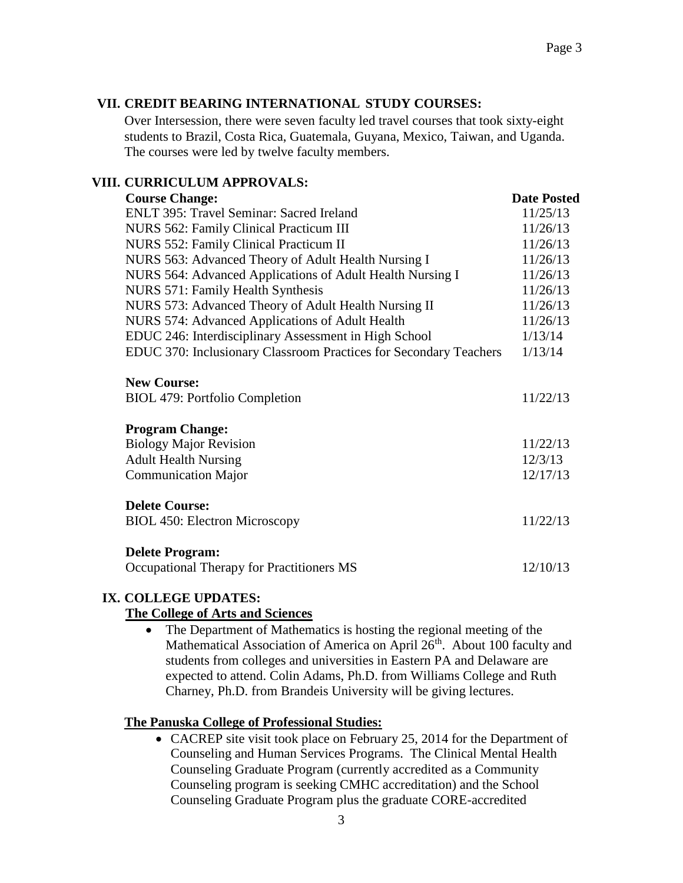## VII. CREDIT BEARING INTERNATIONAL STUDY COURSES:

Over Intersession, there were seven faculty led travel courses that took sixty-eight students to Brazil, Costa Rica, Guatemala, Guyana, Mexico, Taiwan, and Uganda. The courses were led by twelve faculty members.

## VIII. CURRICULUM APPROVALS:

| **Course Change:** | **Date Posted** |
|---|---|
| ENLT 395: Travel Seminar: Sacred Ireland | 11/25/13 |
| NURS 562: Family Clinical Practicum III | 11/26/13 |
| NURS 552: Family Clinical Practicum II | 11/26/13 |
| NURS 563: Advanced Theory of Adult Health Nursing I | 11/26/13 |
| NURS 564: Advanced Applications of Adult Health Nursing I | 11/26/13 |
| NURS 571: Family Health Synthesis | 11/26/13 |
| NURS 573: Advanced Theory of Adult Health Nursing II | 11/26/13 |
| NURS 574: Advanced Applications of Adult Health | 11/26/13 |
| EDUC 246: Interdisciplinary Assessment in High School | 1/13/14 |
| EDUC 370: Inclusionary Classroom Practices for Secondary Teachers | 1/13/14 |
| **New Course:** | |
| BIOL 479: Portfolio Completion | 11/22/13 |
| **Program Change:** | |
| Biology Major Revision | 11/22/13 |
| Adult Health Nursing | 12/3/13 |
| Communication Major | 12/17/13 |
| **Delete Course:** | |
| BIOL 450: Electron Microscopy | 11/22/13 |
| **Delete Program:** | |
| Occupational Therapy for Practitioners MS | 12/10/13 |

## IX. COLLEGE UPDATES:

**The College of Arts and Sciences**

- The Department of Mathematics is hosting the regional meeting of the Mathematical Association of America on April 26th. About 100 faculty and students from colleges and universities in Eastern PA and Delaware are expected to attend. Colin Adams, Ph.D. from Williams College and Ruth Charney, Ph.D. from Brandeis University will be giving lectures.

**The Panuska College of Professional Studies:**

- CACREP site visit took place on February 25, 2014 for the Department of Counseling and Human Services Programs. The Clinical Mental Health Counseling Graduate Program (currently accredited as a Community Counseling program is seeking CMHC accreditation) and the School Counseling Graduate Program plus the graduate CORE-accredited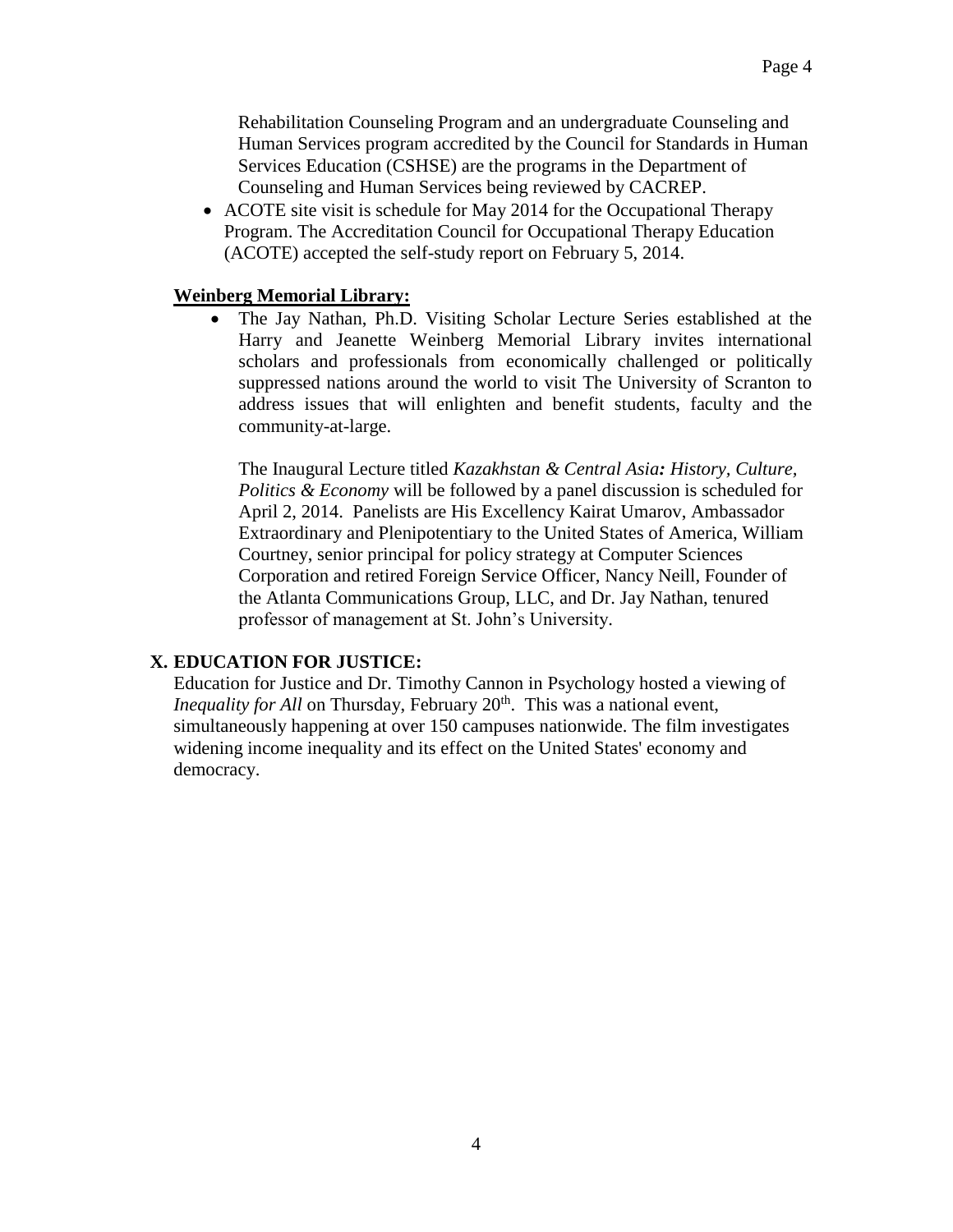Rehabilitation Counseling Program and an undergraduate Counseling and Human Services program accredited by the Council for Standards in Human Services Education (CSHSE) are the programs in the Department of Counseling and Human Services being reviewed by CACREP.

- ACOTE site visit is schedule for May 2014 for the Occupational Therapy Program. The Accreditation Council for Occupational Therapy Education (ACOTE) accepted the self-study report on February 5, 2014.

**Weinberg Memorial Library:**

- The Jay Nathan, Ph.D. Visiting Scholar Lecture Series established at the Harry and Jeanette Weinberg Memorial Library invites international scholars and professionals from economically challenged or politically suppressed nations around the world to visit The University of Scranton to address issues that will enlighten and benefit students, faculty and the community-at-large.

  The Inaugural Lecture titled *Kazakhstan & Central Asia**:** History, Culture, Politics & Economy* will be followed by a panel discussion is scheduled for April 2, 2014. Panelists are His Excellency Kairat Umarov, Ambassador Extraordinary and Plenipotentiary to the United States of America, William Courtney, senior principal for policy strategy at Computer Sciences Corporation and retired Foreign Service Officer, Nancy Neill, Founder of the Atlanta Communications Group, LLC, and Dr. Jay Nathan, tenured professor of management at St. John's University.

## X. EDUCATION FOR JUSTICE:

Education for Justice and Dr. Timothy Cannon in Psychology hosted a viewing of *Inequality for All* on Thursday, February 20th. This was a national event, simultaneously happening at over 150 campuses nationwide. The film investigates widening income inequality and its effect on the United States' economy and democracy.